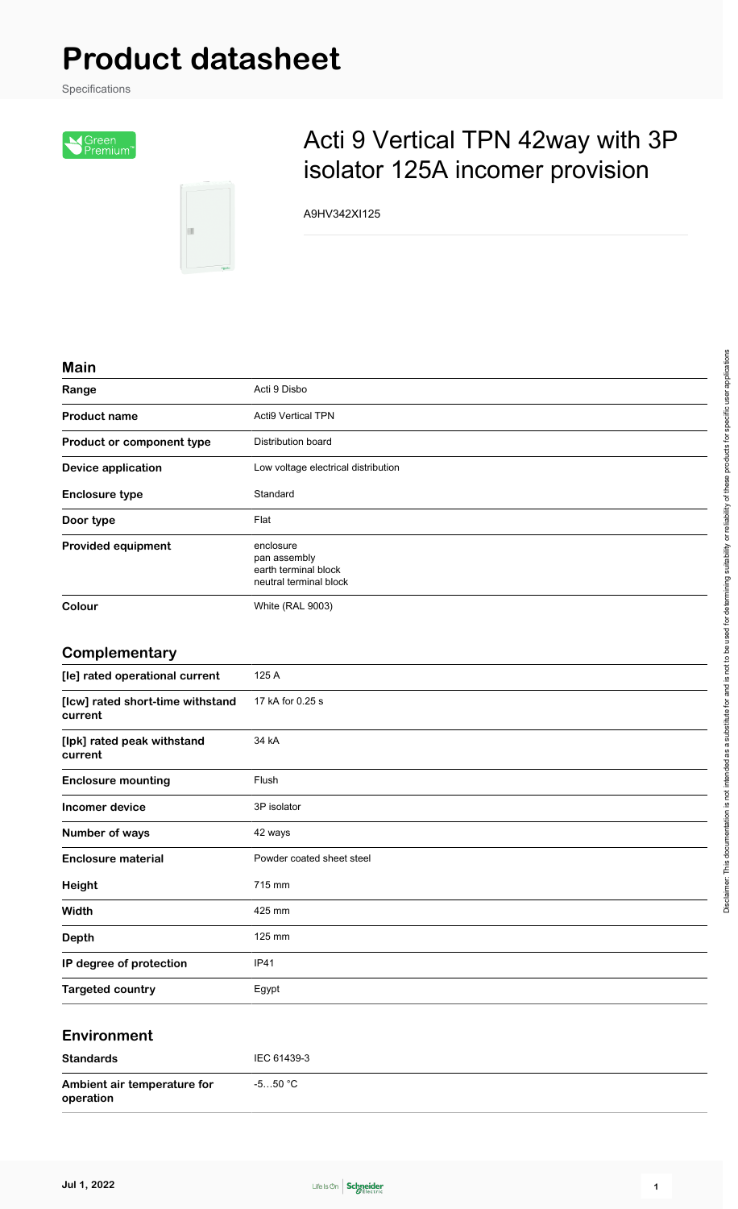# Product datasheet

Specifications

## Acti 9 Vertical TPN 42way with 3P isolator 125A incomer provision

A9HV342XI125

### Main

| | |
|---|---|
| **Range** | Acti 9 Disbo |
| **Product name** | Acti9 Vertical TPN |
| **Product or component type** | Distribution board |
| **Device application** | Low voltage electrical distribution |
| **Enclosure type** | Standard |
| **Door type** | Flat |
| **Provided equipment** | enclosure<br>pan assembly<br>earth terminal block<br>neutral terminal block |
| **Colour** | White (RAL 9003) |

### Complementary

| | |
|---|---|
| **[Ie] rated operational current** | 125 A |
| **[Icw] rated short-time withstand current** | 17 kA for 0.25 s |
| **[Ipk] rated peak withstand current** | 34 kA |
| **Enclosure mounting** | Flush |
| **Incomer device** | 3P isolator |
| **Number of ways** | 42 ways |
| **Enclosure material** | Powder coated sheet steel |
| **Height** | 715 mm |
| **Width** | 425 mm |
| **Depth** | 125 mm |
| **IP degree of protection** | IP41 |
| **Targeted country** | Egypt |

### Environment

| | |
|---|---|
| **Standards** | IEC 61439-3 |
| **Ambient air temperature for operation** | -5…50 °C |

Disclaimer: This documentation is not intended as a substitute for and is not to be used for determining suitability or reliability of these products for specific user applications

Jul 1, 2022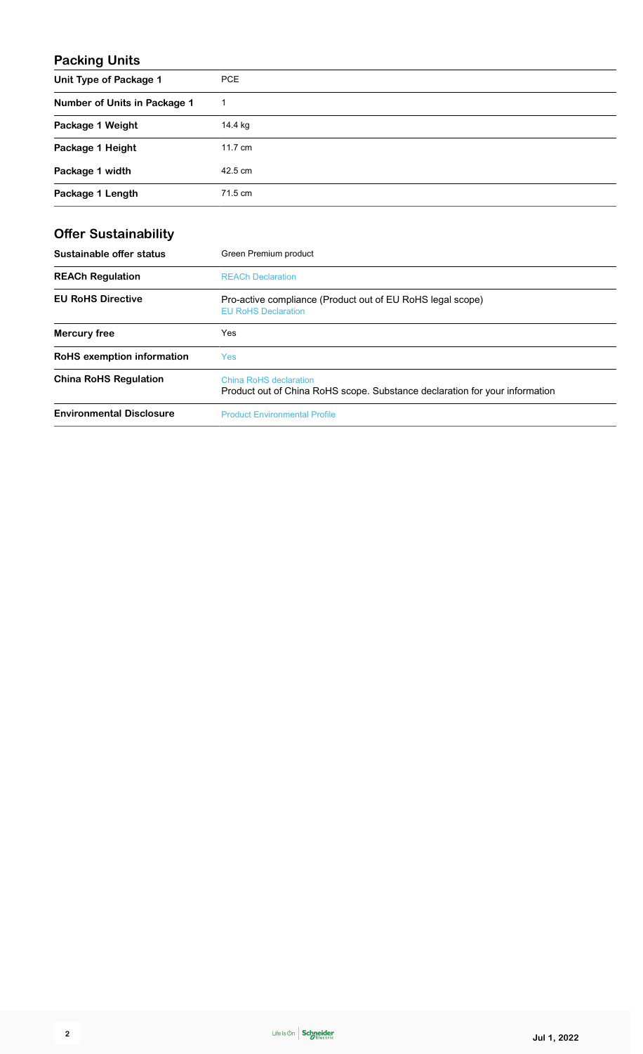## Packing Units

| | |
|---|---|
| **Unit Type of Package 1** | PCE |
| **Number of Units in Package 1** | 1 |
| **Package 1 Weight** | 14.4 kg |
| **Package 1 Height** | 11.7 cm |
| **Package 1 width** | 42.5 cm |
| **Package 1 Length** | 71.5 cm |

## Offer Sustainability

| | |
|---|---|
| **Sustainable offer status** | Green Premium product |
| **REACh Regulation** | REACh Declaration |
| **EU RoHS Directive** | Pro-active compliance (Product out of EU RoHS legal scope)<br>EU RoHS Declaration |
| **Mercury free** | Yes |
| **RoHS exemption information** | Yes |
| **China RoHS Regulation** | China RoHS declaration<br>Product out of China RoHS scope. Substance declaration for your information |
| **Environmental Disclosure** | Product Environmental Profile |